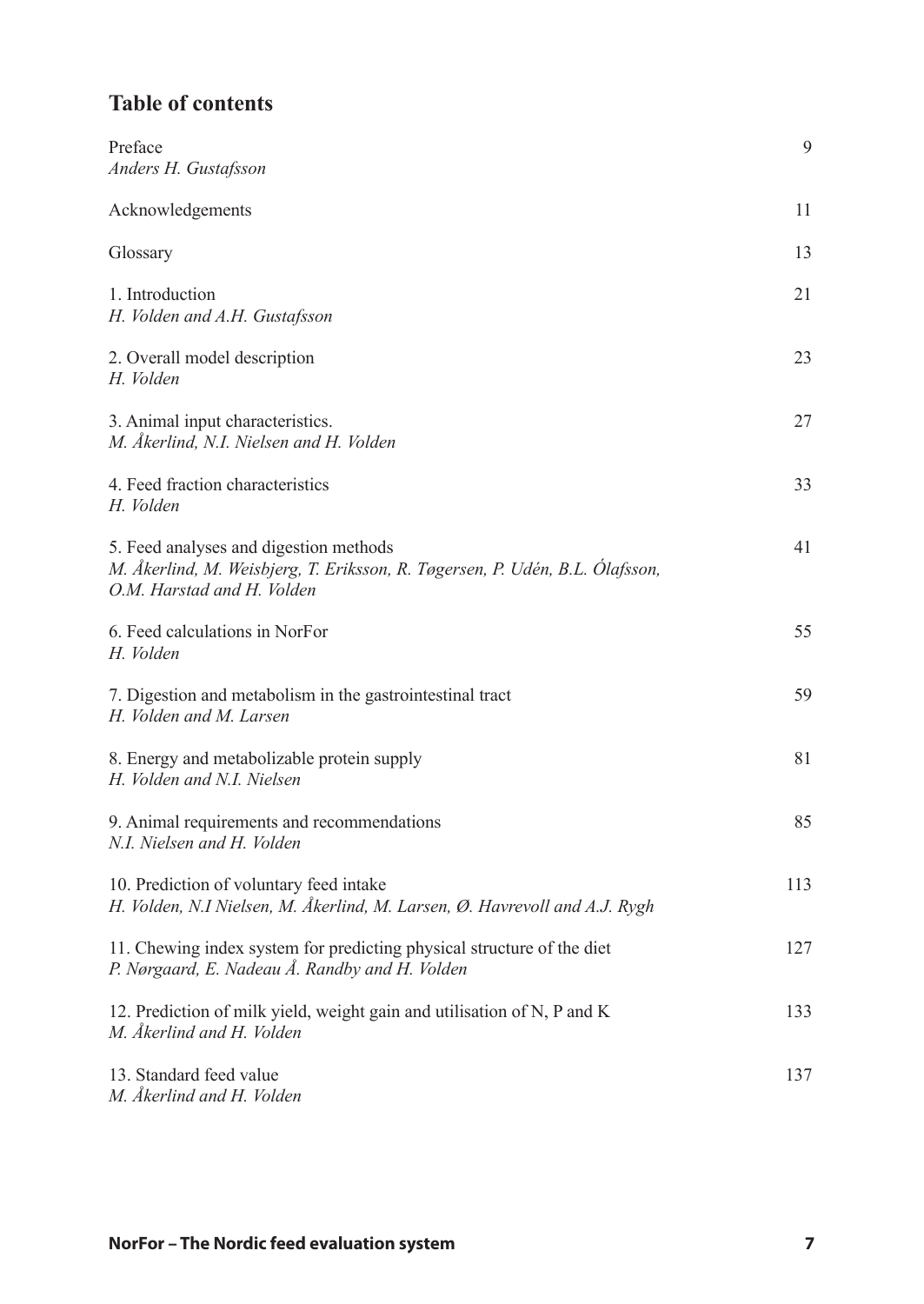## Table of contents

| | |
|---|---|
| Preface<br>*Anders H. Gustafsson* | 9 |
| Acknowledgements | 11 |
| Glossary | 13 |
| 1. Introduction<br>*H. Volden and A.H. Gustafsson* | 21 |
| 2. Overall model description<br>*H. Volden* | 23 |
| 3. Animal input characteristics.<br>*M. Åkerlind, N.I. Nielsen and H. Volden* | 27 |
| 4. Feed fraction characteristics<br>*H. Volden* | 33 |
| 5. Feed analyses and digestion methods<br>*M. Åkerlind, M. Weisbjerg, T. Eriksson, R. Tøgersen, P. Udén, B.L. Ólafsson, O.M. Harstad and H. Volden* | 41 |
| 6. Feed calculations in NorFor<br>*H. Volden* | 55 |
| 7. Digestion and metabolism in the gastrointestinal tract<br>*H. Volden and M. Larsen* | 59 |
| 8. Energy and metabolizable protein supply<br>*H. Volden and N.I. Nielsen* | 81 |
| 9. Animal requirements and recommendations<br>*N.I. Nielsen and H. Volden* | 85 |
| 10. Prediction of voluntary feed intake<br>*H. Volden, N.I Nielsen, M. Åkerlind, M. Larsen, Ø. Havrevoll and A.J. Rygh* | 113 |
| 11. Chewing index system for predicting physical structure of the diet<br>*P. Nørgaard, E. Nadeau Å. Randby and H. Volden* | 127 |
| 12. Prediction of milk yield, weight gain and utilisation of N, P and K<br>*M. Åkerlind and H. Volden* | 133 |
| 13. Standard feed value<br>*M. Åkerlind and H. Volden* | 137 |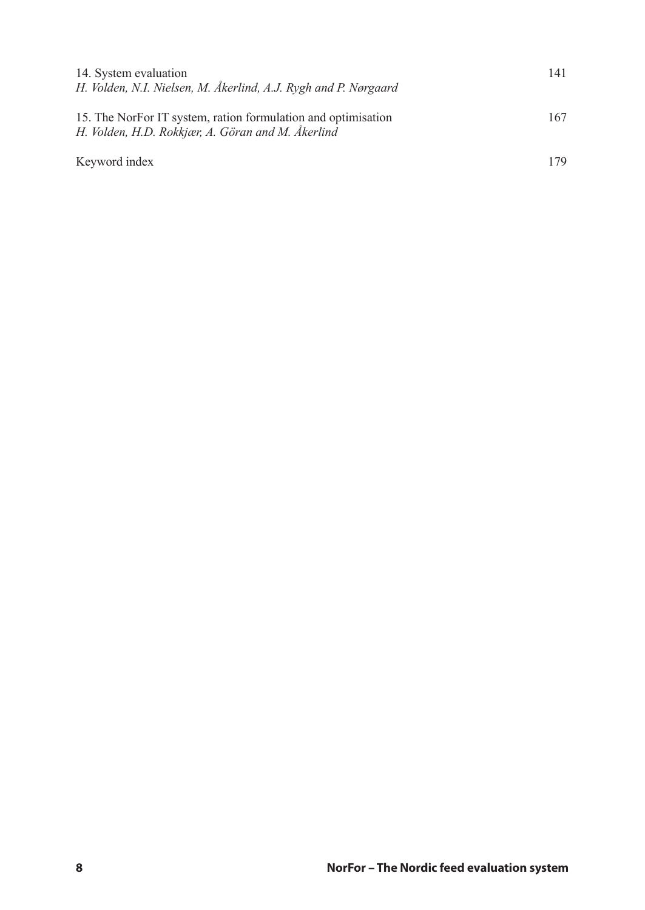14. System evaluation — 141
*H. Volden, N.I. Nielsen, M. Åkerlind, A.J. Rygh and P. Nørgaard*

15. The NorFor IT system, ration formulation and optimisation — 167
*H. Volden, H.D. Rokkjær, A. Göran and M. Åkerlind*

Keyword index — 179